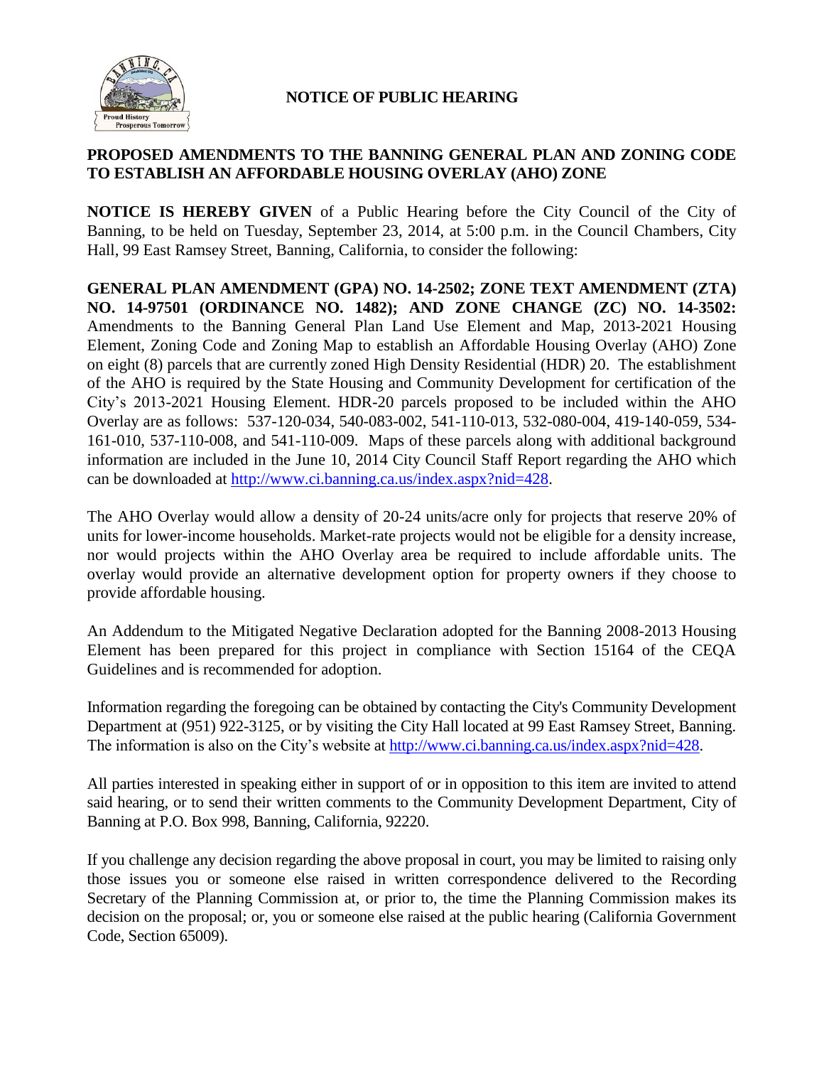# NOTICE OF PUBLIC HEARING

## PROPOSED AMENDMENTS TO THE BANNING GENERAL PLAN AND ZONING CODE TO ESTABLISH AN AFFORDABLE HOUSING OVERLAY (AHO) ZONE

**NOTICE IS HEREBY GIVEN** of a Public Hearing before the City Council of the City of Banning, to be held on Tuesday, September 23, 2014, at 5:00 p.m. in the Council Chambers, City Hall, 99 East Ramsey Street, Banning, California, to consider the following:

**GENERAL PLAN AMENDMENT (GPA) NO. 14-2502; ZONE TEXT AMENDMENT (ZTA) NO. 14-97501 (ORDINANCE NO. 1482); AND ZONE CHANGE (ZC) NO. 14-3502:** Amendments to the Banning General Plan Land Use Element and Map, 2013-2021 Housing Element, Zoning Code and Zoning Map to establish an Affordable Housing Overlay (AHO) Zone on eight (8) parcels that are currently zoned High Density Residential (HDR) 20. The establishment of the AHO is required by the State Housing and Community Development for certification of the City's 2013-2021 Housing Element. HDR-20 parcels proposed to be included within the AHO Overlay are as follows: 537-120-034, 540-083-002, 541-110-013, 532-080-004, 419-140-059, 534-161-010, 537-110-008, and 541-110-009. Maps of these parcels along with additional background information are included in the June 10, 2014 City Council Staff Report regarding the AHO which can be downloaded at http://www.ci.banning.ca.us/index.aspx?nid=428.

The AHO Overlay would allow a density of 20-24 units/acre only for projects that reserve 20% of units for lower-income households. Market-rate projects would not be eligible for a density increase, nor would projects within the AHO Overlay area be required to include affordable units. The overlay would provide an alternative development option for property owners if they choose to provide affordable housing.

An Addendum to the Mitigated Negative Declaration adopted for the Banning 2008-2013 Housing Element has been prepared for this project in compliance with Section 15164 of the CEQA Guidelines and is recommended for adoption.

Information regarding the foregoing can be obtained by contacting the City's Community Development Department at (951) 922-3125, or by visiting the City Hall located at 99 East Ramsey Street, Banning. The information is also on the City's website at http://www.ci.banning.ca.us/index.aspx?nid=428.

All parties interested in speaking either in support of or in opposition to this item are invited to attend said hearing, or to send their written comments to the Community Development Department, City of Banning at P.O. Box 998, Banning, California, 92220.

If you challenge any decision regarding the above proposal in court, you may be limited to raising only those issues you or someone else raised in written correspondence delivered to the Recording Secretary of the Planning Commission at, or prior to, the time the Planning Commission makes its decision on the proposal; or, you or someone else raised at the public hearing (California Government Code, Section 65009).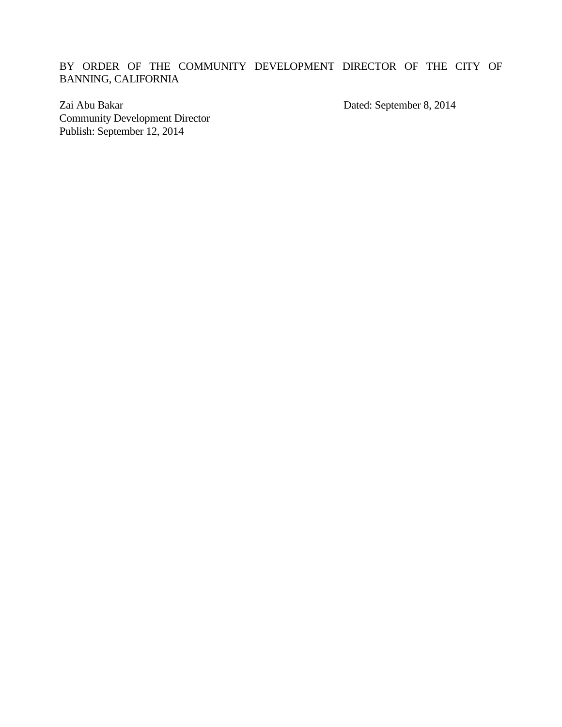BY ORDER OF THE COMMUNITY DEVELOPMENT DIRECTOR OF THE CITY OF BANNING, CALIFORNIA

Zai Abu Bakar
Community Development Director
Publish: September 12, 2014

Dated: September 8, 2014